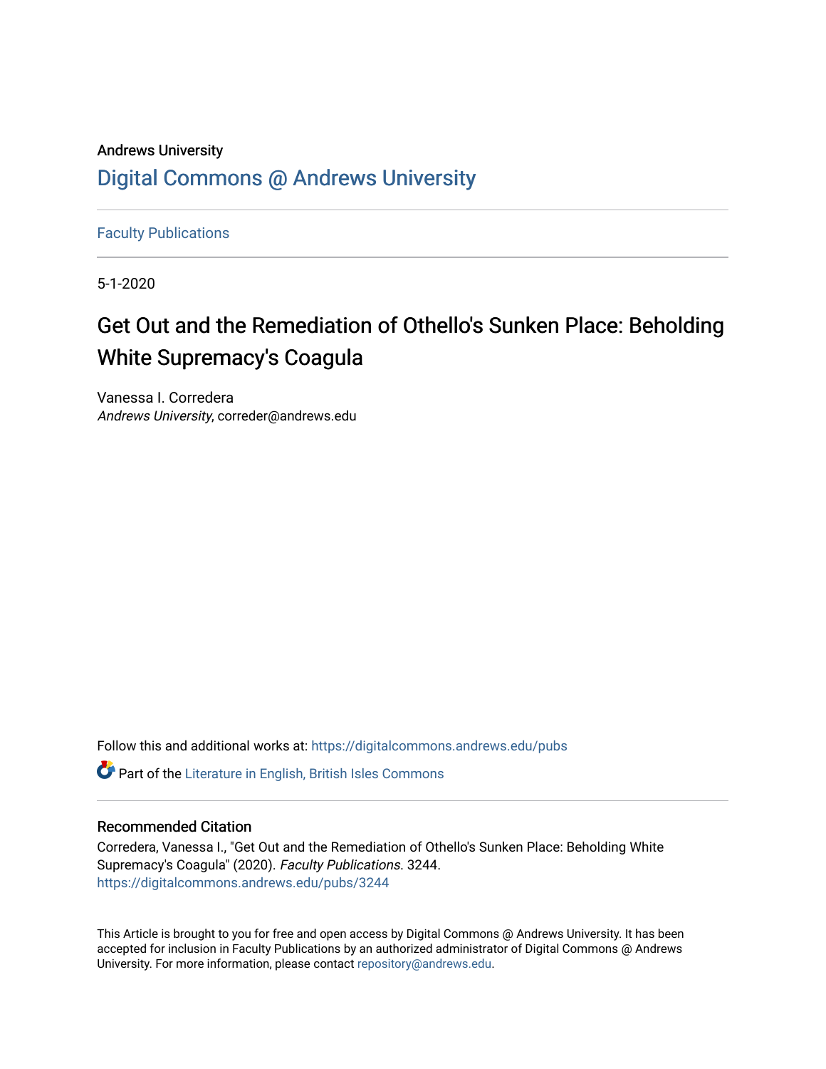Andrews University

# Digital Commons @ Andrews University

Faculty Publications

5-1-2020

# Get Out and the Remediation of Othello's Sunken Place: Beholding White Supremacy's Coagula

Vanessa I. Corredera
*Andrews University*, correder@andrews.edu

Follow this and additional works at: https://digitalcommons.andrews.edu/pubs

Part of the Literature in English, British Isles Commons

## Recommended Citation

Corredera, Vanessa I., "Get Out and the Remediation of Othello's Sunken Place: Beholding White Supremacy's Coagula" (2020). *Faculty Publications*. 3244.
https://digitalcommons.andrews.edu/pubs/3244

This Article is brought to you for free and open access by Digital Commons @ Andrews University. It has been accepted for inclusion in Faculty Publications by an authorized administrator of Digital Commons @ Andrews University. For more information, please contact repository@andrews.edu.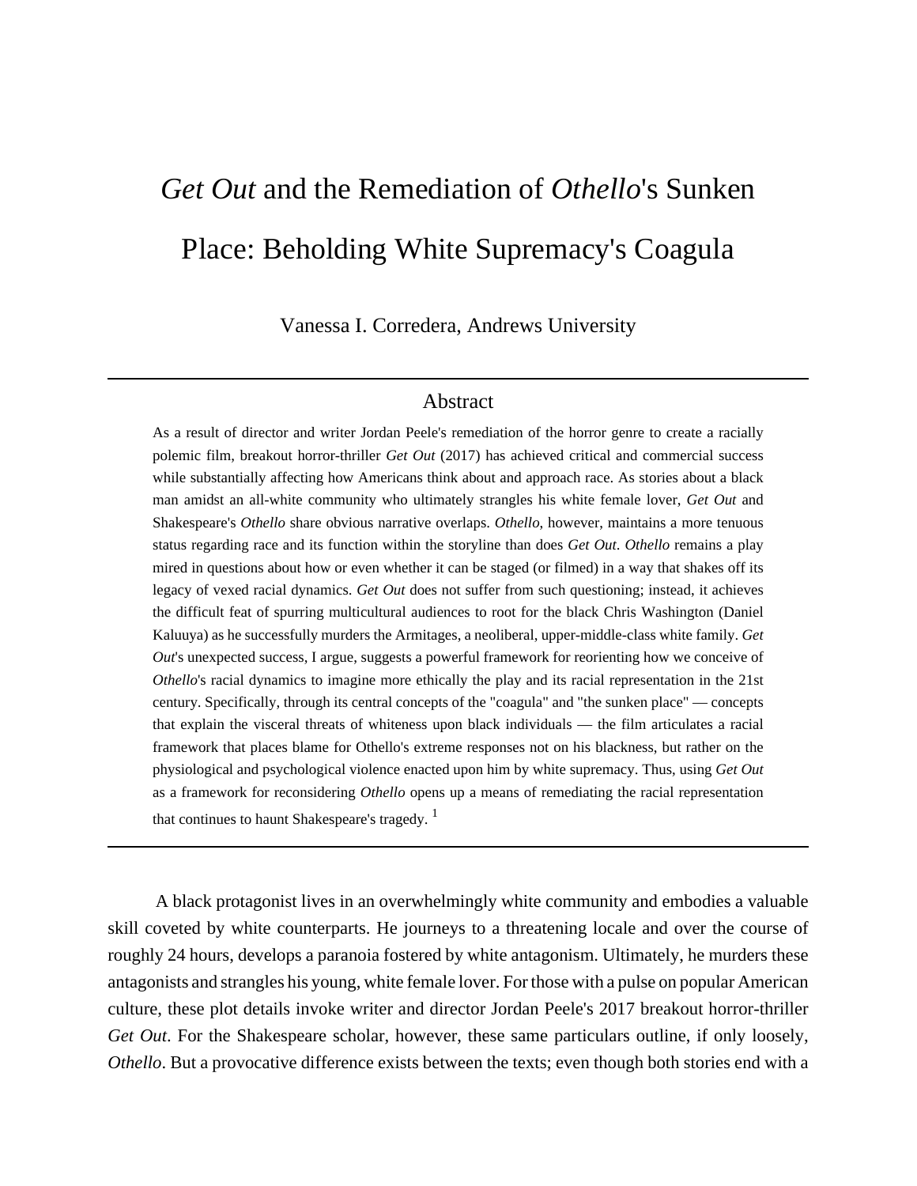# *Get Out* and the Remediation of *Othello*'s Sunken Place: Beholding White Supremacy's Coagula

Vanessa I. Corredera, Andrews University

---

## Abstract

As a result of director and writer Jordan Peele's remediation of the horror genre to create a racially polemic film, breakout horror-thriller *Get Out* (2017) has achieved critical and commercial success while substantially affecting how Americans think about and approach race. As stories about a black man amidst an all-white community who ultimately strangles his white female lover, *Get Out* and Shakespeare's *Othello* share obvious narrative overlaps. *Othello*, however, maintains a more tenuous status regarding race and its function within the storyline than does *Get Out*. *Othello* remains a play mired in questions about how or even whether it can be staged (or filmed) in a way that shakes off its legacy of vexed racial dynamics. *Get Out* does not suffer from such questioning; instead, it achieves the difficult feat of spurring multicultural audiences to root for the black Chris Washington (Daniel Kaluuya) as he successfully murders the Armitages, a neoliberal, upper-middle-class white family. *Get Out*'s unexpected success, I argue, suggests a powerful framework for reorienting how we conceive of *Othello*'s racial dynamics to imagine more ethically the play and its racial representation in the 21st century. Specifically, through its central concepts of the "coagula" and "the sunken place" — concepts that explain the visceral threats of whiteness upon black individuals — the film articulates a racial framework that places blame for Othello's extreme responses not on his blackness, but rather on the physiological and psychological violence enacted upon him by white supremacy. Thus, using *Get Out* as a framework for reconsidering *Othello* opens up a means of remediating the racial representation that continues to haunt Shakespeare's tragedy. [1]

---

A black protagonist lives in an overwhelmingly white community and embodies a valuable skill coveted by white counterparts. He journeys to a threatening locale and over the course of roughly 24 hours, develops a paranoia fostered by white antagonism. Ultimately, he murders these antagonists and strangles his young, white female lover. For those with a pulse on popular American culture, these plot details invoke writer and director Jordan Peele's 2017 breakout horror-thriller *Get Out*. For the Shakespeare scholar, however, these same particulars outline, if only loosely, *Othello*. But a provocative difference exists between the texts; even though both stories end with a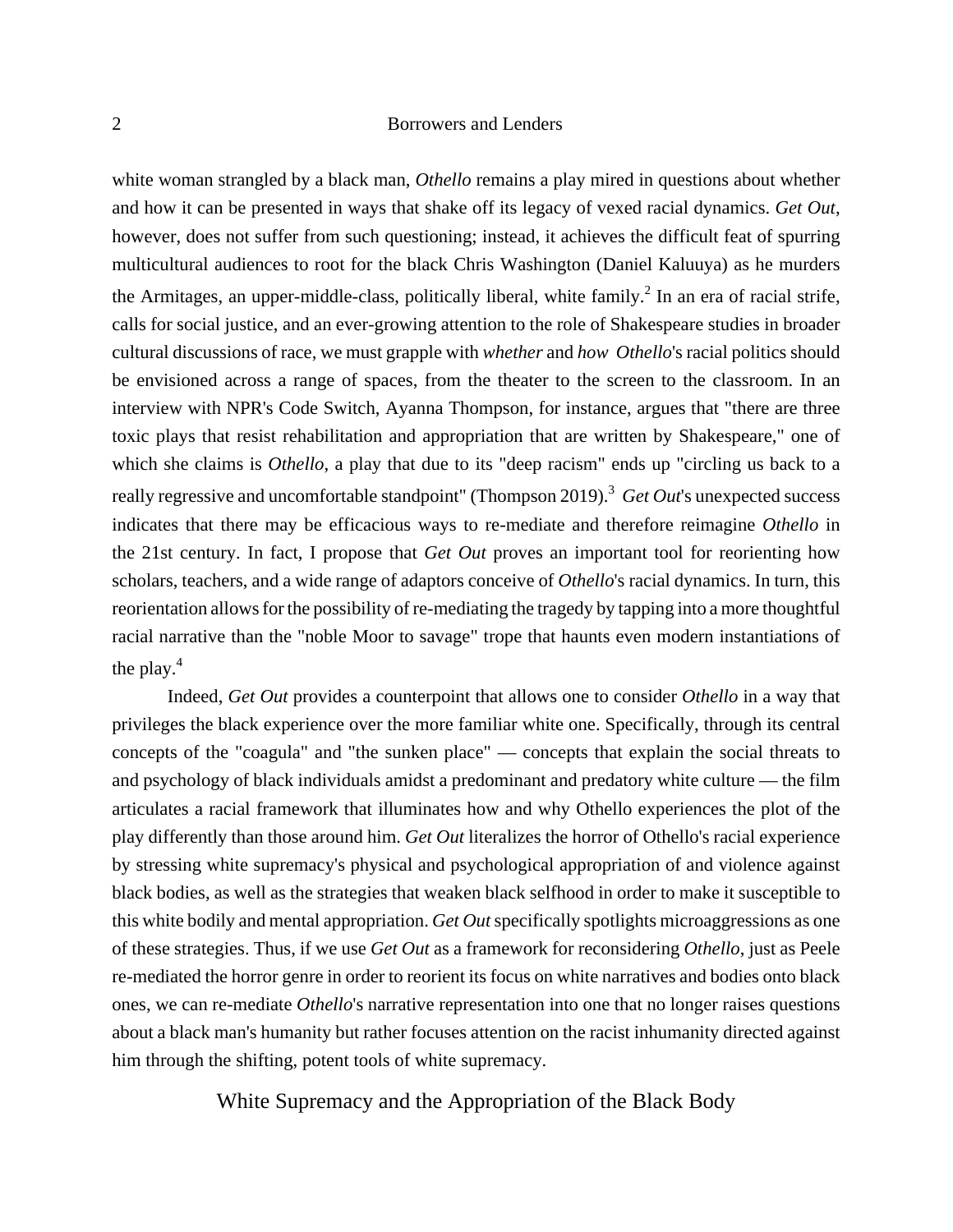white woman strangled by a black man, *Othello* remains a play mired in questions about whether and how it can be presented in ways that shake off its legacy of vexed racial dynamics. *Get Out*, however, does not suffer from such questioning; instead, it achieves the difficult feat of spurring multicultural audiences to root for the black Chris Washington (Daniel Kaluuya) as he murders the Armitages, an upper-middle-class, politically liberal, white family.[2] In an era of racial strife, calls for social justice, and an ever-growing attention to the role of Shakespeare studies in broader cultural discussions of race, we must grapple with *whether* and *how* *Othello*'s racial politics should be envisioned across a range of spaces, from the theater to the screen to the classroom. In an interview with NPR's Code Switch, Ayanna Thompson, for instance, argues that "there are three toxic plays that resist rehabilitation and appropriation that are written by Shakespeare," one of which she claims is *Othello*, a play that due to its "deep racism" ends up "circling us back to a really regressive and uncomfortable standpoint" (Thompson 2019).[3] *Get Out*'s unexpected success indicates that there may be efficacious ways to re-mediate and therefore reimagine *Othello* in the 21st century. In fact, I propose that *Get Out* proves an important tool for reorienting how scholars, teachers, and a wide range of adaptors conceive of *Othello*'s racial dynamics. In turn, this reorientation allows for the possibility of re-mediating the tragedy by tapping into a more thoughtful racial narrative than the "noble Moor to savage" trope that haunts even modern instantiations of the play.[4]

Indeed, *Get Out* provides a counterpoint that allows one to consider *Othello* in a way that privileges the black experience over the more familiar white one. Specifically, through its central concepts of the "coagula" and "the sunken place" — concepts that explain the social threats to and psychology of black individuals amidst a predominant and predatory white culture — the film articulates a racial framework that illuminates how and why Othello experiences the plot of the play differently than those around him. *Get Out* literalizes the horror of Othello's racial experience by stressing white supremacy's physical and psychological appropriation of and violence against black bodies, as well as the strategies that weaken black selfhood in order to make it susceptible to this white bodily and mental appropriation. *Get Out* specifically spotlights microaggressions as one of these strategies. Thus, if we use *Get Out* as a framework for reconsidering *Othello*, just as Peele re-mediated the horror genre in order to reorient its focus on white narratives and bodies onto black ones, we can re-mediate *Othello*'s narrative representation into one that no longer raises questions about a black man's humanity but rather focuses attention on the racist inhumanity directed against him through the shifting, potent tools of white supremacy.

## White Supremacy and the Appropriation of the Black Body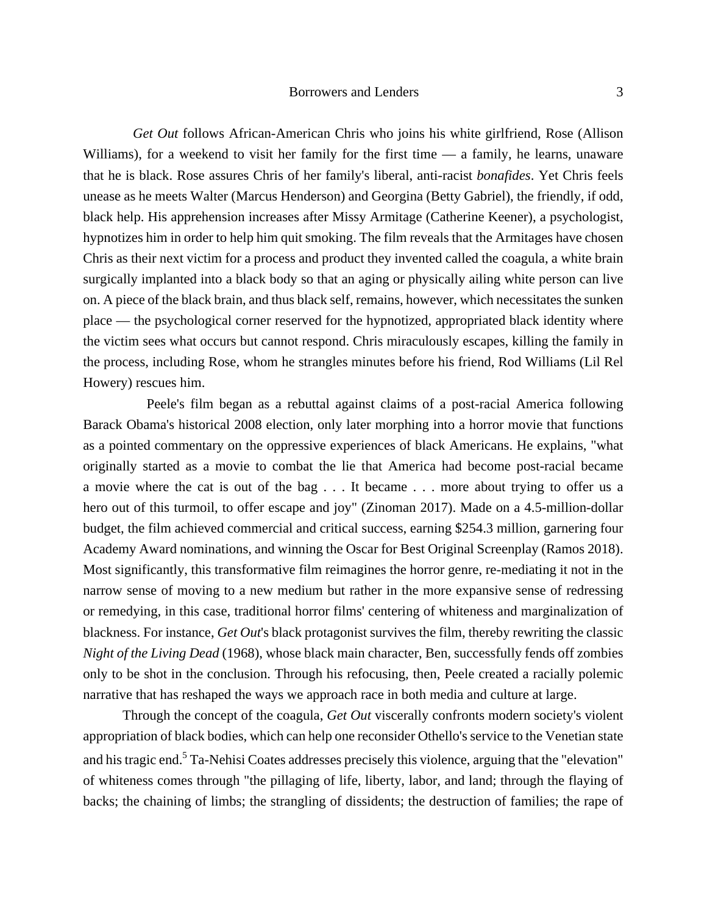*Get Out* follows African-American Chris who joins his white girlfriend, Rose (Allison Williams), for a weekend to visit her family for the first time — a family, he learns, unaware that he is black. Rose assures Chris of her family's liberal, anti-racist *bonafides*. Yet Chris feels unease as he meets Walter (Marcus Henderson) and Georgina (Betty Gabriel), the friendly, if odd, black help. His apprehension increases after Missy Armitage (Catherine Keener), a psychologist, hypnotizes him in order to help him quit smoking. The film reveals that the Armitages have chosen Chris as their next victim for a process and product they invented called the coagula, a white brain surgically implanted into a black body so that an aging or physically ailing white person can live on. A piece of the black brain, and thus black self, remains, however, which necessitates the sunken place — the psychological corner reserved for the hypnotized, appropriated black identity where the victim sees what occurs but cannot respond. Chris miraculously escapes, killing the family in the process, including Rose, whom he strangles minutes before his friend, Rod Williams (Lil Rel Howery) rescues him.

Peele's film began as a rebuttal against claims of a post-racial America following Barack Obama's historical 2008 election, only later morphing into a horror movie that functions as a pointed commentary on the oppressive experiences of black Americans. He explains, "what originally started as a movie to combat the lie that America had become post-racial became a movie where the cat is out of the bag . . . It became . . . more about trying to offer us a hero out of this turmoil, to offer escape and joy" (Zinoman 2017). Made on a 4.5-million-dollar budget, the film achieved commercial and critical success, earning $254.3 million, garnering four Academy Award nominations, and winning the Oscar for Best Original Screenplay (Ramos 2018). Most significantly, this transformative film reimagines the horror genre, re-mediating it not in the narrow sense of moving to a new medium but rather in the more expansive sense of redressing or remedying, in this case, traditional horror films' centering of whiteness and marginalization of blackness. For instance, *Get Out*'s black protagonist survives the film, thereby rewriting the classic *Night of the Living Dead* (1968), whose black main character, Ben, successfully fends off zombies only to be shot in the conclusion. Through his refocusing, then, Peele created a racially polemic narrative that has reshaped the ways we approach race in both media and culture at large.

Through the concept of the coagula, *Get Out* viscerally confronts modern society's violent appropriation of black bodies, which can help one reconsider Othello's service to the Venetian state and his tragic end.[5] Ta-Nehisi Coates addresses precisely this violence, arguing that the "elevation" of whiteness comes through "the pillaging of life, liberty, labor, and land; through the flaying of backs; the chaining of limbs; the strangling of dissidents; the destruction of families; the rape of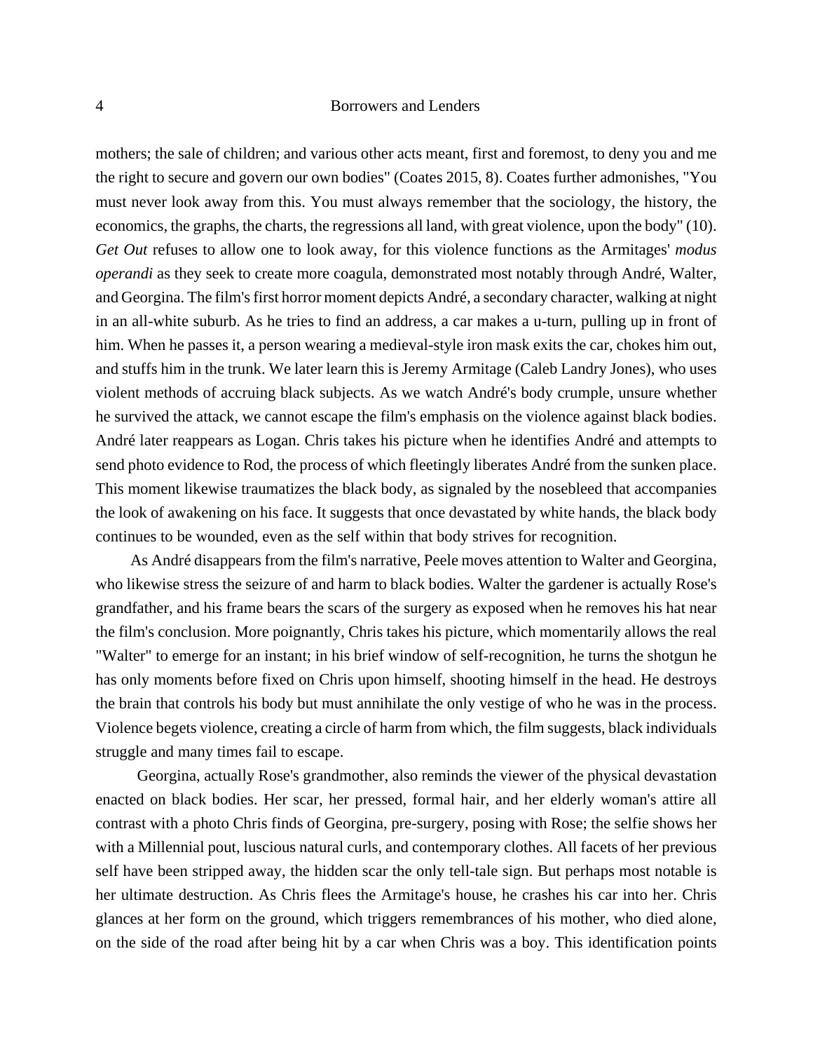mothers; the sale of children; and various other acts meant, first and foremost, to deny you and me the right to secure and govern our own bodies" (Coates 2015, 8). Coates further admonishes, "You must never look away from this. You must always remember that the sociology, the history, the economics, the graphs, the charts, the regressions all land, with great violence, upon the body" (10). *Get Out* refuses to allow one to look away, for this violence functions as the Armitages' *modus operandi* as they seek to create more coagula, demonstrated most notably through André, Walter, and Georgina. The film's first horror moment depicts André, a secondary character, walking at night in an all-white suburb. As he tries to find an address, a car makes a u-turn, pulling up in front of him. When he passes it, a person wearing a medieval-style iron mask exits the car, chokes him out, and stuffs him in the trunk. We later learn this is Jeremy Armitage (Caleb Landry Jones), who uses violent methods of accruing black subjects. As we watch André's body crumple, unsure whether he survived the attack, we cannot escape the film's emphasis on the violence against black bodies. André later reappears as Logan. Chris takes his picture when he identifies André and attempts to send photo evidence to Rod, the process of which fleetingly liberates André from the sunken place. This moment likewise traumatizes the black body, as signaled by the nosebleed that accompanies the look of awakening on his face. It suggests that once devastated by white hands, the black body continues to be wounded, even as the self within that body strives for recognition.

As André disappears from the film's narrative, Peele moves attention to Walter and Georgina, who likewise stress the seizure of and harm to black bodies. Walter the gardener is actually Rose's grandfather, and his frame bears the scars of the surgery as exposed when he removes his hat near the film's conclusion. More poignantly, Chris takes his picture, which momentarily allows the real "Walter" to emerge for an instant; in his brief window of self-recognition, he turns the shotgun he has only moments before fixed on Chris upon himself, shooting himself in the head. He destroys the brain that controls his body but must annihilate the only vestige of who he was in the process. Violence begets violence, creating a circle of harm from which, the film suggests, black individuals struggle and many times fail to escape.

Georgina, actually Rose's grandmother, also reminds the viewer of the physical devastation enacted on black bodies. Her scar, her pressed, formal hair, and her elderly woman's attire all contrast with a photo Chris finds of Georgina, pre-surgery, posing with Rose; the selfie shows her with a Millennial pout, luscious natural curls, and contemporary clothes. All facets of her previous self have been stripped away, the hidden scar the only tell-tale sign. But perhaps most notable is her ultimate destruction. As Chris flees the Armitage's house, he crashes his car into her. Chris glances at her form on the ground, which triggers remembrances of his mother, who died alone, on the side of the road after being hit by a car when Chris was a boy. This identification points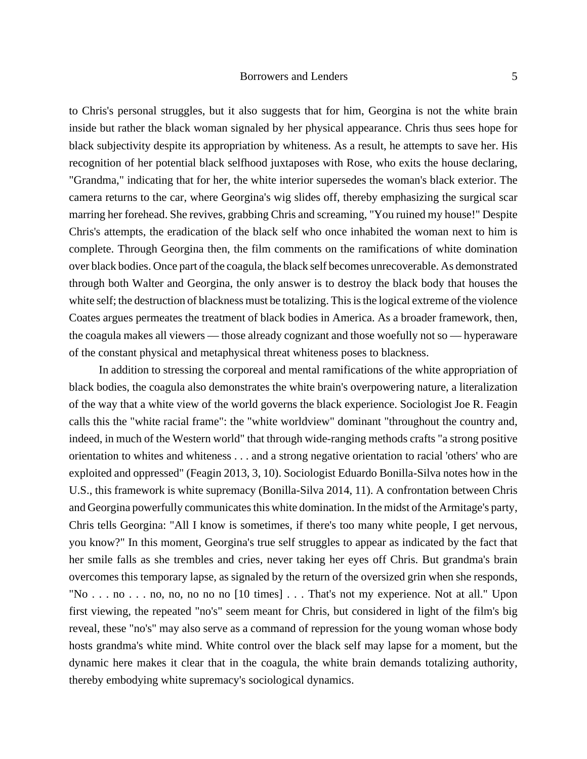to Chris's personal struggles, but it also suggests that for him, Georgina is not the white brain inside but rather the black woman signaled by her physical appearance. Chris thus sees hope for black subjectivity despite its appropriation by whiteness. As a result, he attempts to save her. His recognition of her potential black selfhood juxtaposes with Rose, who exits the house declaring, "Grandma," indicating that for her, the white interior supersedes the woman's black exterior. The camera returns to the car, where Georgina's wig slides off, thereby emphasizing the surgical scar marring her forehead. She revives, grabbing Chris and screaming, "You ruined my house!" Despite Chris's attempts, the eradication of the black self who once inhabited the woman next to him is complete. Through Georgina then, the film comments on the ramifications of white domination over black bodies. Once part of the coagula, the black self becomes unrecoverable. As demonstrated through both Walter and Georgina, the only answer is to destroy the black body that houses the white self; the destruction of blackness must be totalizing. This is the logical extreme of the violence Coates argues permeates the treatment of black bodies in America. As a broader framework, then, the coagula makes all viewers — those already cognizant and those woefully not so — hyperaware of the constant physical and metaphysical threat whiteness poses to blackness.

In addition to stressing the corporeal and mental ramifications of the white appropriation of black bodies, the coagula also demonstrates the white brain's overpowering nature, a literalization of the way that a white view of the world governs the black experience. Sociologist Joe R. Feagin calls this the "white racial frame": the "white worldview" dominant "throughout the country and, indeed, in much of the Western world" that through wide-ranging methods crafts "a strong positive orientation to whites and whiteness . . . and a strong negative orientation to racial 'others' who are exploited and oppressed" (Feagin 2013, 3, 10). Sociologist Eduardo Bonilla-Silva notes how in the U.S., this framework is white supremacy (Bonilla-Silva 2014, 11). A confrontation between Chris and Georgina powerfully communicates this white domination. In the midst of the Armitage's party, Chris tells Georgina: "All I know is sometimes, if there's too many white people, I get nervous, you know?" In this moment, Georgina's true self struggles to appear as indicated by the fact that her smile falls as she trembles and cries, never taking her eyes off Chris. But grandma's brain overcomes this temporary lapse, as signaled by the return of the oversized grin when she responds, "No . . . no . . . no, no, no no no [10 times] . . . That's not my experience. Not at all." Upon first viewing, the repeated "no's" seem meant for Chris, but considered in light of the film's big reveal, these "no's" may also serve as a command of repression for the young woman whose body hosts grandma's white mind. White control over the black self may lapse for a moment, but the dynamic here makes it clear that in the coagula, the white brain demands totalizing authority, thereby embodying white supremacy's sociological dynamics.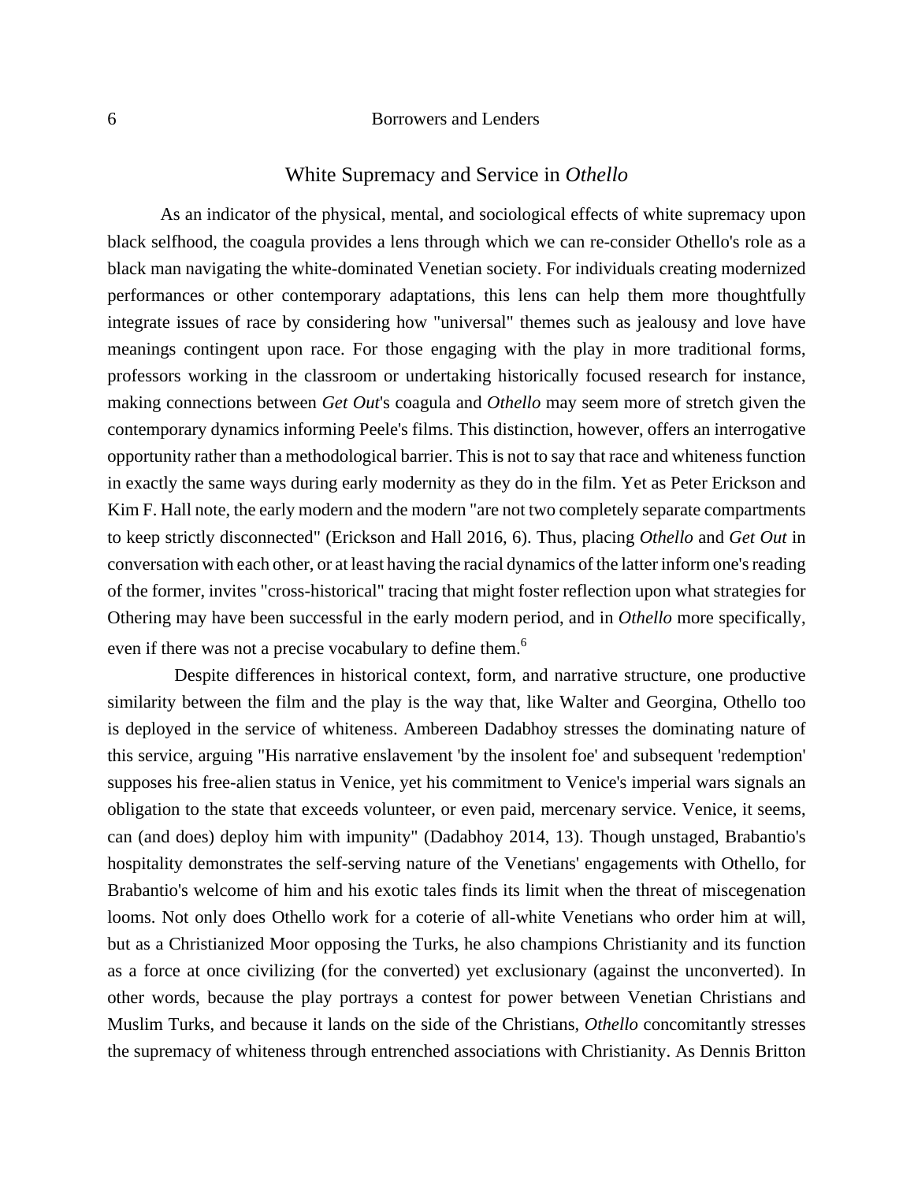## White Supremacy and Service in *Othello*

As an indicator of the physical, mental, and sociological effects of white supremacy upon black selfhood, the coagula provides a lens through which we can re-consider Othello's role as a black man navigating the white-dominated Venetian society. For individuals creating modernized performances or other contemporary adaptations, this lens can help them more thoughtfully integrate issues of race by considering how "universal" themes such as jealousy and love have meanings contingent upon race. For those engaging with the play in more traditional forms, professors working in the classroom or undertaking historically focused research for instance, making connections between *Get Out*'s coagula and *Othello* may seem more of stretch given the contemporary dynamics informing Peele's films. This distinction, however, offers an interrogative opportunity rather than a methodological barrier. This is not to say that race and whiteness function in exactly the same ways during early modernity as they do in the film. Yet as Peter Erickson and Kim F. Hall note, the early modern and the modern "are not two completely separate compartments to keep strictly disconnected" (Erickson and Hall 2016, 6). Thus, placing *Othello* and *Get Out* in conversation with each other, or at least having the racial dynamics of the latter inform one's reading of the former, invites "cross-historical" tracing that might foster reflection upon what strategies for Othering may have been successful in the early modern period, and in *Othello* more specifically, even if there was not a precise vocabulary to define them.[6]

Despite differences in historical context, form, and narrative structure, one productive similarity between the film and the play is the way that, like Walter and Georgina, Othello too is deployed in the service of whiteness. Ambereen Dadabhoy stresses the dominating nature of this service, arguing "His narrative enslavement 'by the insolent foe' and subsequent 'redemption' supposes his free-alien status in Venice, yet his commitment to Venice's imperial wars signals an obligation to the state that exceeds volunteer, or even paid, mercenary service. Venice, it seems, can (and does) deploy him with impunity" (Dadabhoy 2014, 13). Though unstaged, Brabantio's hospitality demonstrates the self-serving nature of the Venetians' engagements with Othello, for Brabantio's welcome of him and his exotic tales finds its limit when the threat of miscegenation looms. Not only does Othello work for a coterie of all-white Venetians who order him at will, but as a Christianized Moor opposing the Turks, he also champions Christianity and its function as a force at once civilizing (for the converted) yet exclusionary (against the unconverted). In other words, because the play portrays a contest for power between Venetian Christians and Muslim Turks, and because it lands on the side of the Christians, *Othello* concomitantly stresses the supremacy of whiteness through entrenched associations with Christianity. As Dennis Britton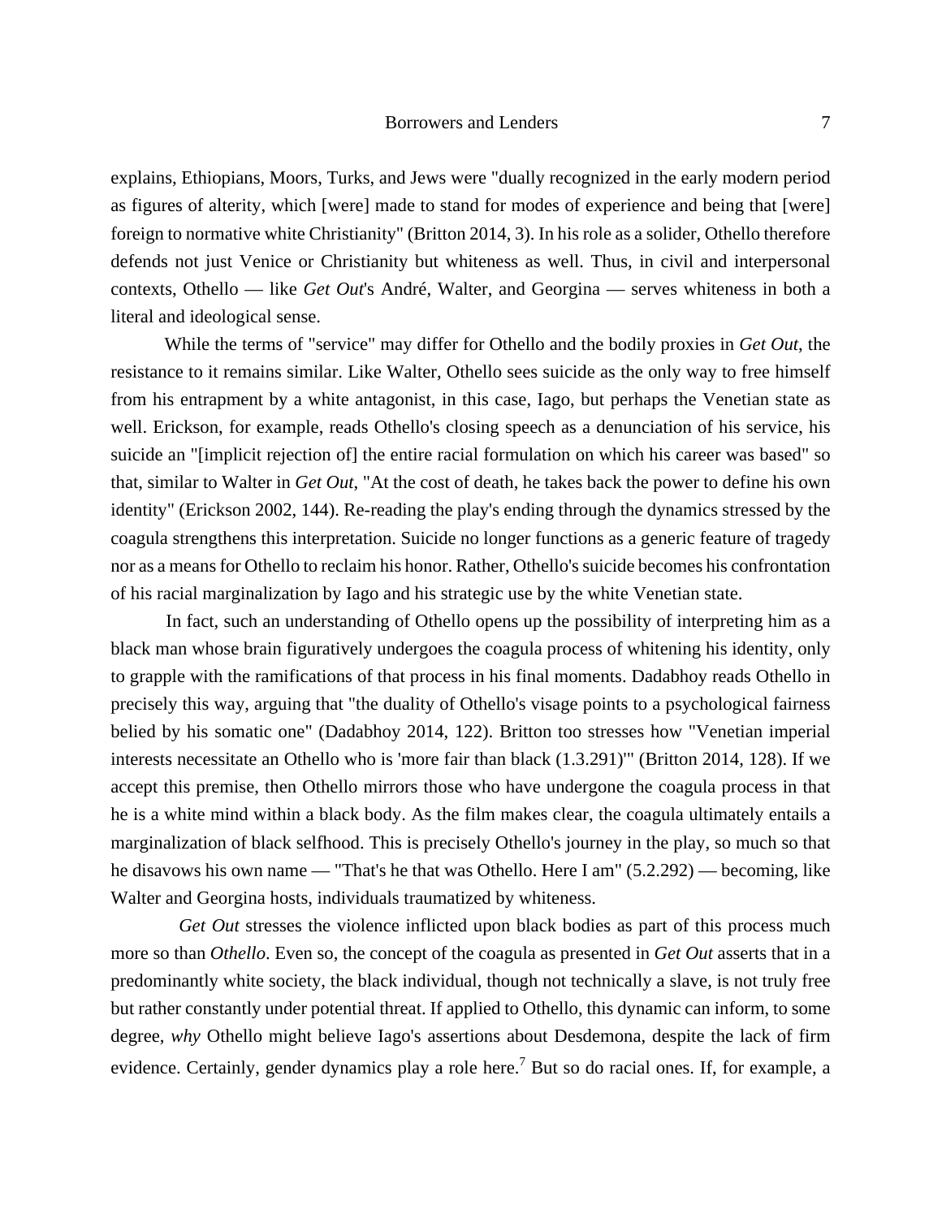explains, Ethiopians, Moors, Turks, and Jews were "dually recognized in the early modern period as figures of alterity, which [were] made to stand for modes of experience and being that [were] foreign to normative white Christianity" (Britton 2014, 3). In his role as a solider, Othello therefore defends not just Venice or Christianity but whiteness as well. Thus, in civil and interpersonal contexts, Othello — like *Get Out*'s André, Walter, and Georgina — serves whiteness in both a literal and ideological sense.

While the terms of "service" may differ for Othello and the bodily proxies in *Get Out*, the resistance to it remains similar. Like Walter, Othello sees suicide as the only way to free himself from his entrapment by a white antagonist, in this case, Iago, but perhaps the Venetian state as well. Erickson, for example, reads Othello's closing speech as a denunciation of his service, his suicide an "[implicit rejection of] the entire racial formulation on which his career was based" so that, similar to Walter in *Get Out*, "At the cost of death, he takes back the power to define his own identity" (Erickson 2002, 144). Re-reading the play's ending through the dynamics stressed by the coagula strengthens this interpretation. Suicide no longer functions as a generic feature of tragedy nor as a means for Othello to reclaim his honor. Rather, Othello's suicide becomes his confrontation of his racial marginalization by Iago and his strategic use by the white Venetian state.

In fact, such an understanding of Othello opens up the possibility of interpreting him as a black man whose brain figuratively undergoes the coagula process of whitening his identity, only to grapple with the ramifications of that process in his final moments. Dadabhoy reads Othello in precisely this way, arguing that "the duality of Othello's visage points to a psychological fairness belied by his somatic one" (Dadabhoy 2014, 122). Britton too stresses how "Venetian imperial interests necessitate an Othello who is 'more fair than black (1.3.291)'" (Britton 2014, 128). If we accept this premise, then Othello mirrors those who have undergone the coagula process in that he is a white mind within a black body. As the film makes clear, the coagula ultimately entails a marginalization of black selfhood. This is precisely Othello's journey in the play, so much so that he disavows his own name — "That's he that was Othello. Here I am" (5.2.292) — becoming, like Walter and Georgina hosts, individuals traumatized by whiteness.

*Get Out* stresses the violence inflicted upon black bodies as part of this process much more so than *Othello*. Even so, the concept of the coagula as presented in *Get Out* asserts that in a predominantly white society, the black individual, though not technically a slave, is not truly free but rather constantly under potential threat. If applied to Othello, this dynamic can inform, to some degree, *why* Othello might believe Iago's assertions about Desdemona, despite the lack of firm evidence. Certainly, gender dynamics play a role here.[7] But so do racial ones. If, for example, a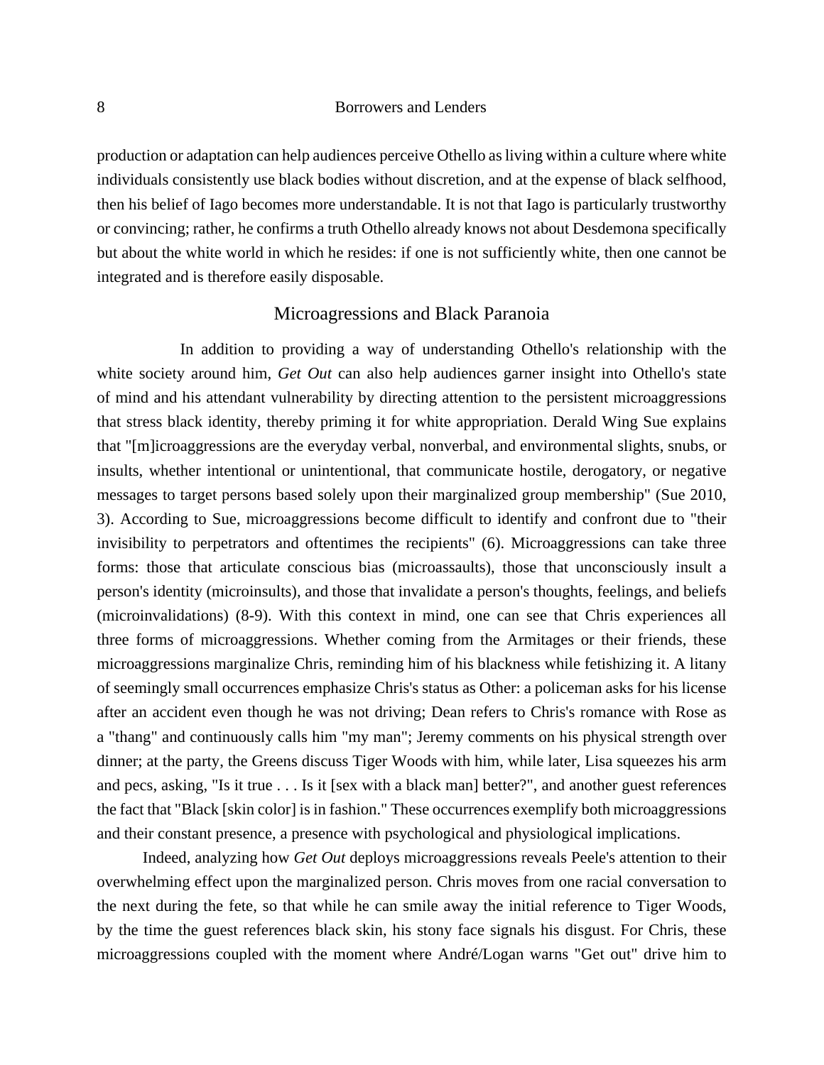production or adaptation can help audiences perceive Othello as living within a culture where white individuals consistently use black bodies without discretion, and at the expense of black selfhood, then his belief of Iago becomes more understandable. It is not that Iago is particularly trustworthy or convincing; rather, he confirms a truth Othello already knows not about Desdemona specifically but about the white world in which he resides: if one is not sufficiently white, then one cannot be integrated and is therefore easily disposable.

## Microagressions and Black Paranoia

In addition to providing a way of understanding Othello's relationship with the white society around him, *Get Out* can also help audiences garner insight into Othello's state of mind and his attendant vulnerability by directing attention to the persistent microaggressions that stress black identity, thereby priming it for white appropriation. Derald Wing Sue explains that "[m]icroaggressions are the everyday verbal, nonverbal, and environmental slights, snubs, or insults, whether intentional or unintentional, that communicate hostile, derogatory, or negative messages to target persons based solely upon their marginalized group membership" (Sue 2010, 3). According to Sue, microaggressions become difficult to identify and confront due to "their invisibility to perpetrators and oftentimes the recipients" (6). Microaggressions can take three forms: those that articulate conscious bias (microassaults), those that unconsciously insult a person's identity (microinsults), and those that invalidate a person's thoughts, feelings, and beliefs (microinvalidations) (8-9). With this context in mind, one can see that Chris experiences all three forms of microaggressions. Whether coming from the Armitages or their friends, these microaggressions marginalize Chris, reminding him of his blackness while fetishizing it. A litany of seemingly small occurrences emphasize Chris's status as Other: a policeman asks for his license after an accident even though he was not driving; Dean refers to Chris's romance with Rose as a "thang" and continuously calls him "my man"; Jeremy comments on his physical strength over dinner; at the party, the Greens discuss Tiger Woods with him, while later, Lisa squeezes his arm and pecs, asking, "Is it true . . . Is it [sex with a black man] better?", and another guest references the fact that "Black [skin color] is in fashion." These occurrences exemplify both microaggressions and their constant presence, a presence with psychological and physiological implications.

Indeed, analyzing how *Get Out* deploys microaggressions reveals Peele's attention to their overwhelming effect upon the marginalized person. Chris moves from one racial conversation to the next during the fete, so that while he can smile away the initial reference to Tiger Woods, by the time the guest references black skin, his stony face signals his disgust. For Chris, these microaggressions coupled with the moment where André/Logan warns "Get out" drive him to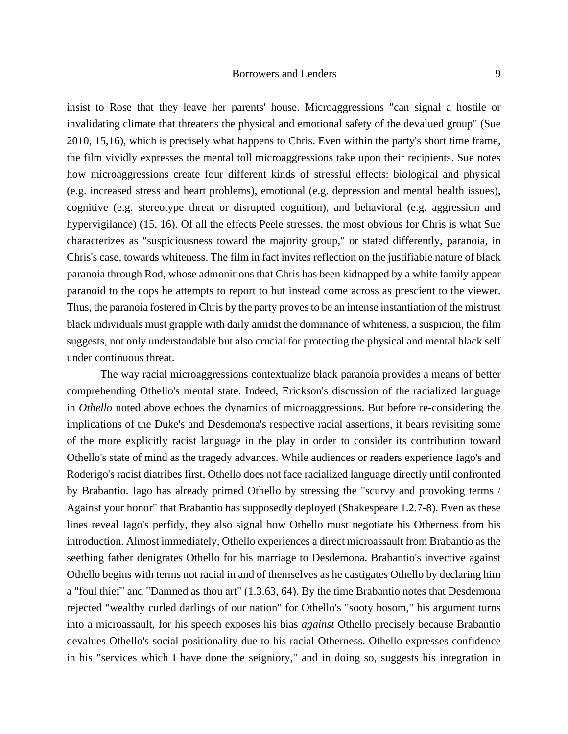insist to Rose that they leave her parents' house. Microaggressions "can signal a hostile or invalidating climate that threatens the physical and emotional safety of the devalued group" (Sue 2010, 15,16), which is precisely what happens to Chris. Even within the party's short time frame, the film vividly expresses the mental toll microaggressions take upon their recipients. Sue notes how microaggressions create four different kinds of stressful effects: biological and physical (e.g. increased stress and heart problems), emotional (e.g. depression and mental health issues), cognitive (e.g. stereotype threat or disrupted cognition), and behavioral (e.g. aggression and hypervigilance) (15, 16). Of all the effects Peele stresses, the most obvious for Chris is what Sue characterizes as "suspiciousness toward the majority group," or stated differently, paranoia, in Chris's case, towards whiteness. The film in fact invites reflection on the justifiable nature of black paranoia through Rod, whose admonitions that Chris has been kidnapped by a white family appear paranoid to the cops he attempts to report to but instead come across as prescient to the viewer. Thus, the paranoia fostered in Chris by the party proves to be an intense instantiation of the mistrust black individuals must grapple with daily amidst the dominance of whiteness, a suspicion, the film suggests, not only understandable but also crucial for protecting the physical and mental black self under continuous threat.

The way racial microaggressions contextualize black paranoia provides a means of better comprehending Othello's mental state. Indeed, Erickson's discussion of the racialized language in *Othello* noted above echoes the dynamics of microaggressions. But before re-considering the implications of the Duke's and Desdemona's respective racial assertions, it bears revisiting some of the more explicitly racist language in the play in order to consider its contribution toward Othello's state of mind as the tragedy advances. While audiences or readers experience Iago's and Roderigo's racist diatribes first, Othello does not face racialized language directly until confronted by Brabantio. Iago has already primed Othello by stressing the "scurvy and provoking terms / Against your honor" that Brabantio has supposedly deployed (Shakespeare 1.2.7-8). Even as these lines reveal Iago's perfidy, they also signal how Othello must negotiate his Otherness from his introduction. Almost immediately, Othello experiences a direct microassault from Brabantio as the seething father denigrates Othello for his marriage to Desdemona. Brabantio's invective against Othello begins with terms not racial in and of themselves as he castigates Othello by declaring him a "foul thief" and "Damned as thou art" (1.3.63, 64). By the time Brabantio notes that Desdemona rejected "wealthy curled darlings of our nation" for Othello's "sooty bosom," his argument turns into a microassault, for his speech exposes his bias *against* Othello precisely because Brabantio devalues Othello's social positionality due to his racial Otherness. Othello expresses confidence in his "services which I have done the seigniory," and in doing so, suggests his integration in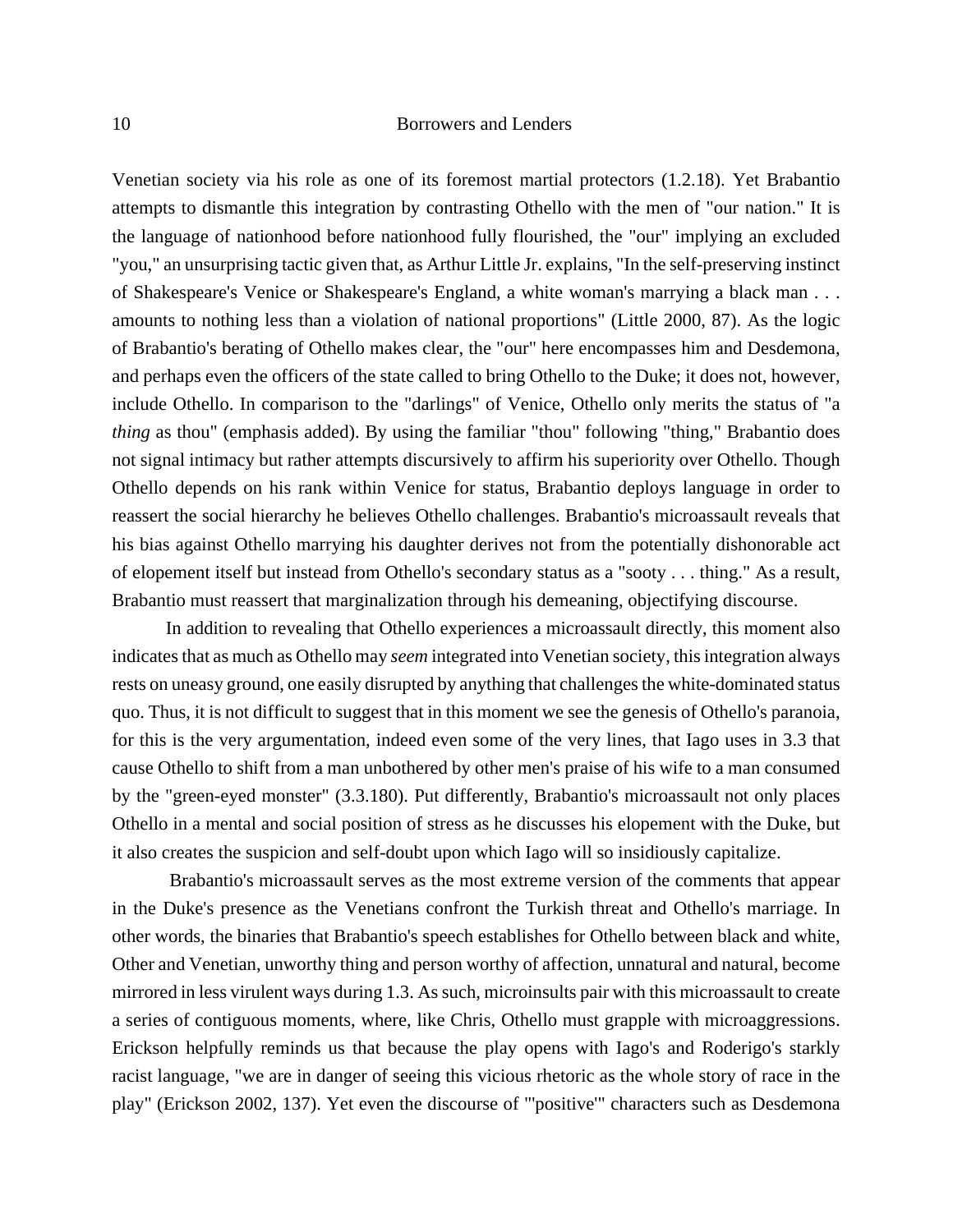Venetian society via his role as one of its foremost martial protectors (1.2.18). Yet Brabantio attempts to dismantle this integration by contrasting Othello with the men of "our nation." It is the language of nationhood before nationhood fully flourished, the "our" implying an excluded "you," an unsurprising tactic given that, as Arthur Little Jr. explains, "In the self-preserving instinct of Shakespeare's Venice or Shakespeare's England, a white woman's marrying a black man . . . amounts to nothing less than a violation of national proportions" (Little 2000, 87). As the logic of Brabantio's berating of Othello makes clear, the "our" here encompasses him and Desdemona, and perhaps even the officers of the state called to bring Othello to the Duke; it does not, however, include Othello. In comparison to the "darlings" of Venice, Othello only merits the status of "a *thing* as thou" (emphasis added). By using the familiar "thou" following "thing," Brabantio does not signal intimacy but rather attempts discursively to affirm his superiority over Othello. Though Othello depends on his rank within Venice for status, Brabantio deploys language in order to reassert the social hierarchy he believes Othello challenges. Brabantio's microassault reveals that his bias against Othello marrying his daughter derives not from the potentially dishonorable act of elopement itself but instead from Othello's secondary status as a "sooty . . . thing." As a result, Brabantio must reassert that marginalization through his demeaning, objectifying discourse.

In addition to revealing that Othello experiences a microassault directly, this moment also indicates that as much as Othello may *seem* integrated into Venetian society, this integration always rests on uneasy ground, one easily disrupted by anything that challenges the white-dominated status quo. Thus, it is not difficult to suggest that in this moment we see the genesis of Othello's paranoia, for this is the very argumentation, indeed even some of the very lines, that Iago uses in 3.3 that cause Othello to shift from a man unbothered by other men's praise of his wife to a man consumed by the "green-eyed monster" (3.3.180). Put differently, Brabantio's microassault not only places Othello in a mental and social position of stress as he discusses his elopement with the Duke, but it also creates the suspicion and self-doubt upon which Iago will so insidiously capitalize.

Brabantio's microassault serves as the most extreme version of the comments that appear in the Duke's presence as the Venetians confront the Turkish threat and Othello's marriage. In other words, the binaries that Brabantio's speech establishes for Othello between black and white, Other and Venetian, unworthy thing and person worthy of affection, unnatural and natural, become mirrored in less virulent ways during 1.3. As such, microinsults pair with this microassault to create a series of contiguous moments, where, like Chris, Othello must grapple with microaggressions. Erickson helpfully reminds us that because the play opens with Iago's and Roderigo's starkly racist language, "we are in danger of seeing this vicious rhetoric as the whole story of race in the play" (Erickson 2002, 137). Yet even the discourse of '"positive"' characters such as Desdemona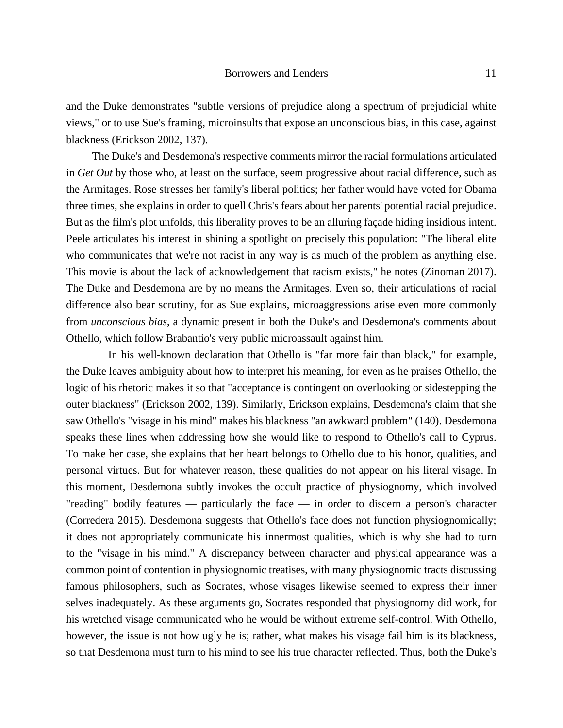and the Duke demonstrates "subtle versions of prejudice along a spectrum of prejudicial white views," or to use Sue's framing, microinsults that expose an unconscious bias, in this case, against blackness (Erickson 2002, 137).

The Duke's and Desdemona's respective comments mirror the racial formulations articulated in *Get Out* by those who, at least on the surface, seem progressive about racial difference, such as the Armitages. Rose stresses her family's liberal politics; her father would have voted for Obama three times, she explains in order to quell Chris's fears about her parents' potential racial prejudice. But as the film's plot unfolds, this liberality proves to be an alluring façade hiding insidious intent. Peele articulates his interest in shining a spotlight on precisely this population: "The liberal elite who communicates that we're not racist in any way is as much of the problem as anything else. This movie is about the lack of acknowledgement that racism exists," he notes (Zinoman 2017). The Duke and Desdemona are by no means the Armitages. Even so, their articulations of racial difference also bear scrutiny, for as Sue explains, microaggressions arise even more commonly from *unconscious bias*, a dynamic present in both the Duke's and Desdemona's comments about Othello, which follow Brabantio's very public microassault against him.

In his well-known declaration that Othello is "far more fair than black," for example, the Duke leaves ambiguity about how to interpret his meaning, for even as he praises Othello, the logic of his rhetoric makes it so that "acceptance is contingent on overlooking or sidestepping the outer blackness" (Erickson 2002, 139). Similarly, Erickson explains, Desdemona's claim that she saw Othello's "visage in his mind" makes his blackness "an awkward problem" (140). Desdemona speaks these lines when addressing how she would like to respond to Othello's call to Cyprus. To make her case, she explains that her heart belongs to Othello due to his honor, qualities, and personal virtues. But for whatever reason, these qualities do not appear on his literal visage. In this moment, Desdemona subtly invokes the occult practice of physiognomy, which involved "reading" bodily features — particularly the face — in order to discern a person's character (Corredera 2015). Desdemona suggests that Othello's face does not function physiognomically; it does not appropriately communicate his innermost qualities, which is why she had to turn to the "visage in his mind." A discrepancy between character and physical appearance was a common point of contention in physiognomic treatises, with many physiognomic tracts discussing famous philosophers, such as Socrates, whose visages likewise seemed to express their inner selves inadequately. As these arguments go, Socrates responded that physiognomy did work, for his wretched visage communicated who he would be without extreme self-control. With Othello, however, the issue is not how ugly he is; rather, what makes his visage fail him is its blackness, so that Desdemona must turn to his mind to see his true character reflected. Thus, both the Duke's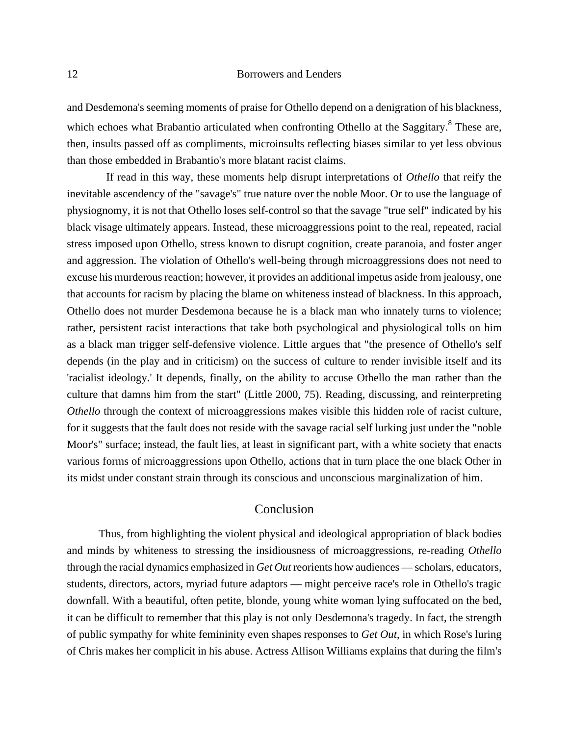and Desdemona's seeming moments of praise for Othello depend on a denigration of his blackness, which echoes what Brabantio articulated when confronting Othello at the Saggitary.[8] These are, then, insults passed off as compliments, microinsults reflecting biases similar to yet less obvious than those embedded in Brabantio's more blatant racist claims.

If read in this way, these moments help disrupt interpretations of *Othello* that reify the inevitable ascendency of the "savage's" true nature over the noble Moor. Or to use the language of physiognomy, it is not that Othello loses self-control so that the savage "true self" indicated by his black visage ultimately appears. Instead, these microaggressions point to the real, repeated, racial stress imposed upon Othello, stress known to disrupt cognition, create paranoia, and foster anger and aggression. The violation of Othello's well-being through microaggressions does not need to excuse his murderous reaction; however, it provides an additional impetus aside from jealousy, one that accounts for racism by placing the blame on whiteness instead of blackness. In this approach, Othello does not murder Desdemona because he is a black man who innately turns to violence; rather, persistent racist interactions that take both psychological and physiological tolls on him as a black man trigger self-defensive violence. Little argues that "the presence of Othello's self depends (in the play and in criticism) on the success of culture to render invisible itself and its 'racialist ideology.' It depends, finally, on the ability to accuse Othello the man rather than the culture that damns him from the start" (Little 2000, 75). Reading, discussing, and reinterpreting *Othello* through the context of microaggressions makes visible this hidden role of racist culture, for it suggests that the fault does not reside with the savage racial self lurking just under the "noble Moor's" surface; instead, the fault lies, at least in significant part, with a white society that enacts various forms of microaggressions upon Othello, actions that in turn place the one black Other in its midst under constant strain through its conscious and unconscious marginalization of him.

## Conclusion

Thus, from highlighting the violent physical and ideological appropriation of black bodies and minds by whiteness to stressing the insidiousness of microaggressions, re-reading *Othello* through the racial dynamics emphasized in *Get Out* reorients how audiences — scholars, educators, students, directors, actors, myriad future adaptors — might perceive race's role in Othello's tragic downfall. With a beautiful, often petite, blonde, young white woman lying suffocated on the bed, it can be difficult to remember that this play is not only Desdemona's tragedy. In fact, the strength of public sympathy for white femininity even shapes responses to *Get Out*, in which Rose's luring of Chris makes her complicit in his abuse. Actress Allison Williams explains that during the film's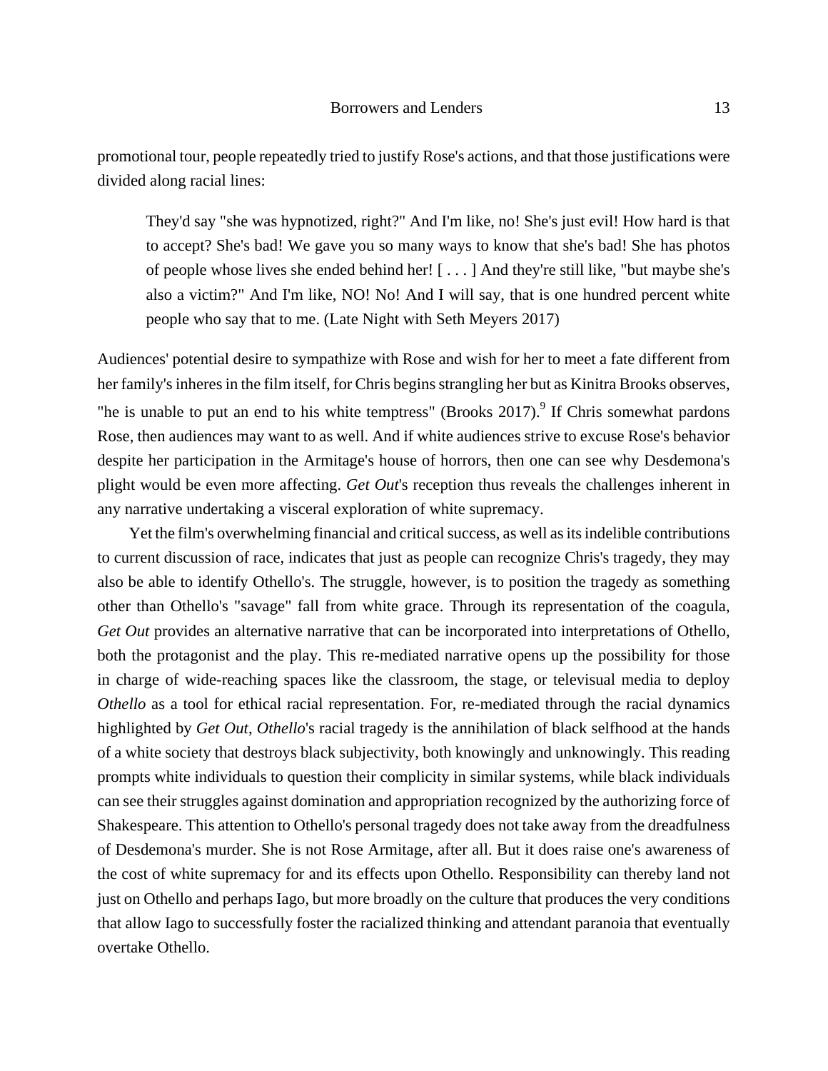promotional tour, people repeatedly tried to justify Rose's actions, and that those justifications were divided along racial lines:

> They'd say "she was hypnotized, right?" And I'm like, no! She's just evil! How hard is that to accept? She's bad! We gave you so many ways to know that she's bad! She has photos of people whose lives she ended behind her! [ . . . ] And they're still like, "but maybe she's also a victim?" And I'm like, NO! No! And I will say, that is one hundred percent white people who say that to me. (Late Night with Seth Meyers 2017)

Audiences' potential desire to sympathize with Rose and wish for her to meet a fate different from her family's inheres in the film itself, for Chris begins strangling her but as Kinitra Brooks observes, "he is unable to put an end to his white temptress" (Brooks 2017).[9] If Chris somewhat pardons Rose, then audiences may want to as well. And if white audiences strive to excuse Rose's behavior despite her participation in the Armitage's house of horrors, then one can see why Desdemona's plight would be even more affecting. *Get Out*'s reception thus reveals the challenges inherent in any narrative undertaking a visceral exploration of white supremacy.

Yet the film's overwhelming financial and critical success, as well as its indelible contributions to current discussion of race, indicates that just as people can recognize Chris's tragedy, they may also be able to identify Othello's. The struggle, however, is to position the tragedy as something other than Othello's "savage" fall from white grace. Through its representation of the coagula, *Get Out* provides an alternative narrative that can be incorporated into interpretations of Othello, both the protagonist and the play. This re-mediated narrative opens up the possibility for those in charge of wide-reaching spaces like the classroom, the stage, or televisual media to deploy *Othello* as a tool for ethical racial representation. For, re-mediated through the racial dynamics highlighted by *Get Out*, *Othello*'s racial tragedy is the annihilation of black selfhood at the hands of a white society that destroys black subjectivity, both knowingly and unknowingly. This reading prompts white individuals to question their complicity in similar systems, while black individuals can see their struggles against domination and appropriation recognized by the authorizing force of Shakespeare. This attention to Othello's personal tragedy does not take away from the dreadfulness of Desdemona's murder. She is not Rose Armitage, after all. But it does raise one's awareness of the cost of white supremacy for and its effects upon Othello. Responsibility can thereby land not just on Othello and perhaps Iago, but more broadly on the culture that produces the very conditions that allow Iago to successfully foster the racialized thinking and attendant paranoia that eventually overtake Othello.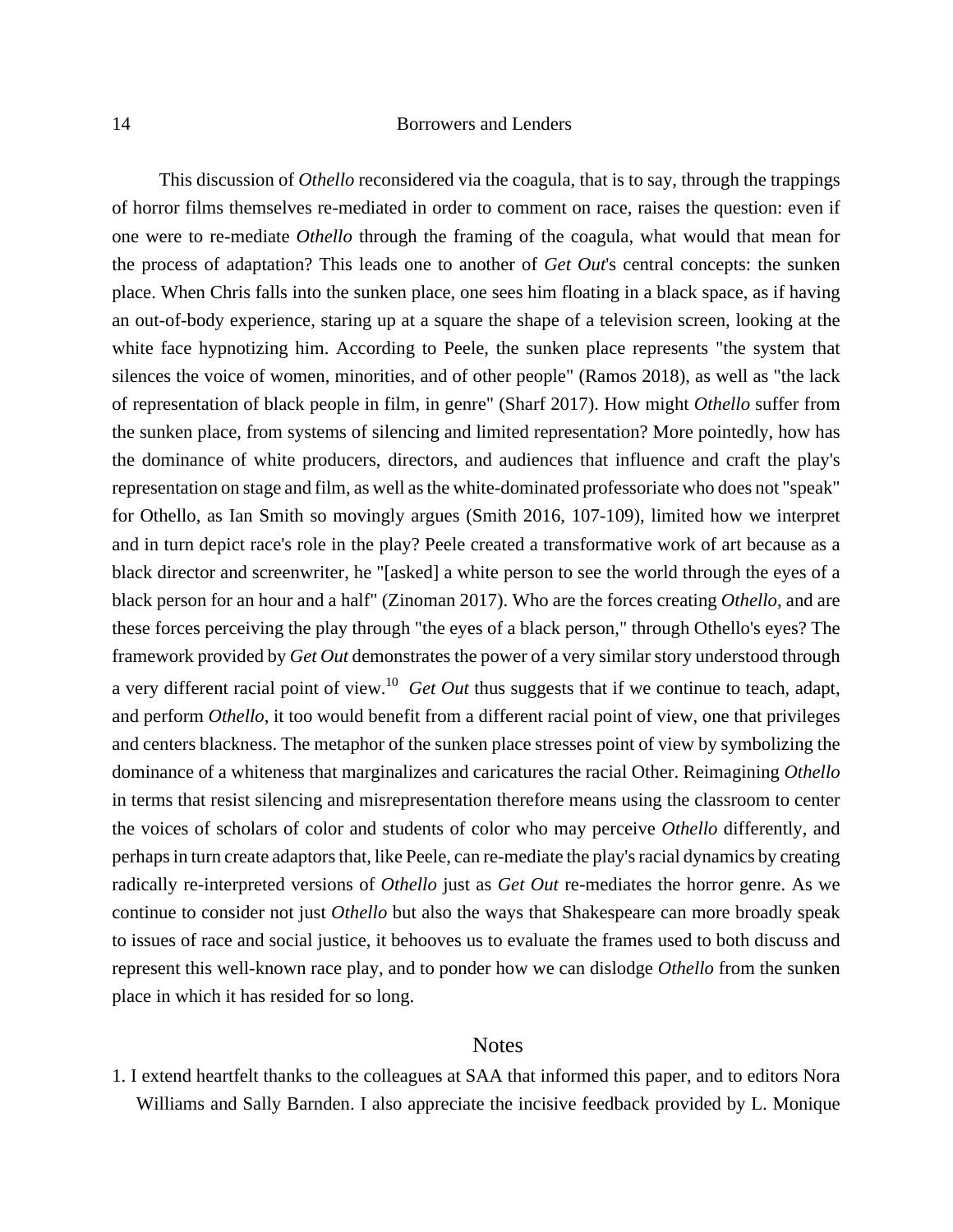This discussion of *Othello* reconsidered via the coagula, that is to say, through the trappings of horror films themselves re-mediated in order to comment on race, raises the question: even if one were to re-mediate *Othello* through the framing of the coagula, what would that mean for the process of adaptation? This leads one to another of *Get Out*'s central concepts: the sunken place. When Chris falls into the sunken place, one sees him floating in a black space, as if having an out-of-body experience, staring up at a square the shape of a television screen, looking at the white face hypnotizing him. According to Peele, the sunken place represents "the system that silences the voice of women, minorities, and of other people" (Ramos 2018), as well as "the lack of representation of black people in film, in genre" (Sharf 2017). How might *Othello* suffer from the sunken place, from systems of silencing and limited representation? More pointedly, how has the dominance of white producers, directors, and audiences that influence and craft the play's representation on stage and film, as well as the white-dominated professoriate who does not "speak" for Othello, as Ian Smith so movingly argues (Smith 2016, 107-109), limited how we interpret and in turn depict race's role in the play? Peele created a transformative work of art because as a black director and screenwriter, he "[asked] a white person to see the world through the eyes of a black person for an hour and a half" (Zinoman 2017). Who are the forces creating *Othello*, and are these forces perceiving the play through "the eyes of a black person," through Othello's eyes? The framework provided by *Get Out* demonstrates the power of a very similar story understood through a very different racial point of view.[10] *Get Out* thus suggests that if we continue to teach, adapt, and perform *Othello*, it too would benefit from a different racial point of view, one that privileges and centers blackness. The metaphor of the sunken place stresses point of view by symbolizing the dominance of a whiteness that marginalizes and caricatures the racial Other. Reimagining *Othello* in terms that resist silencing and misrepresentation therefore means using the classroom to center the voices of scholars of color and students of color who may perceive *Othello* differently, and perhaps in turn create adaptors that, like Peele, can re-mediate the play's racial dynamics by creating radically re-interpreted versions of *Othello* just as *Get Out* re-mediates the horror genre. As we continue to consider not just *Othello* but also the ways that Shakespeare can more broadly speak to issues of race and social justice, it behooves us to evaluate the frames used to both discuss and represent this well-known race play, and to ponder how we can dislodge *Othello* from the sunken place in which it has resided for so long.

## Notes

1. I extend heartfelt thanks to the colleagues at SAA that informed this paper, and to editors Nora Williams and Sally Barnden. I also appreciate the incisive feedback provided by L. Monique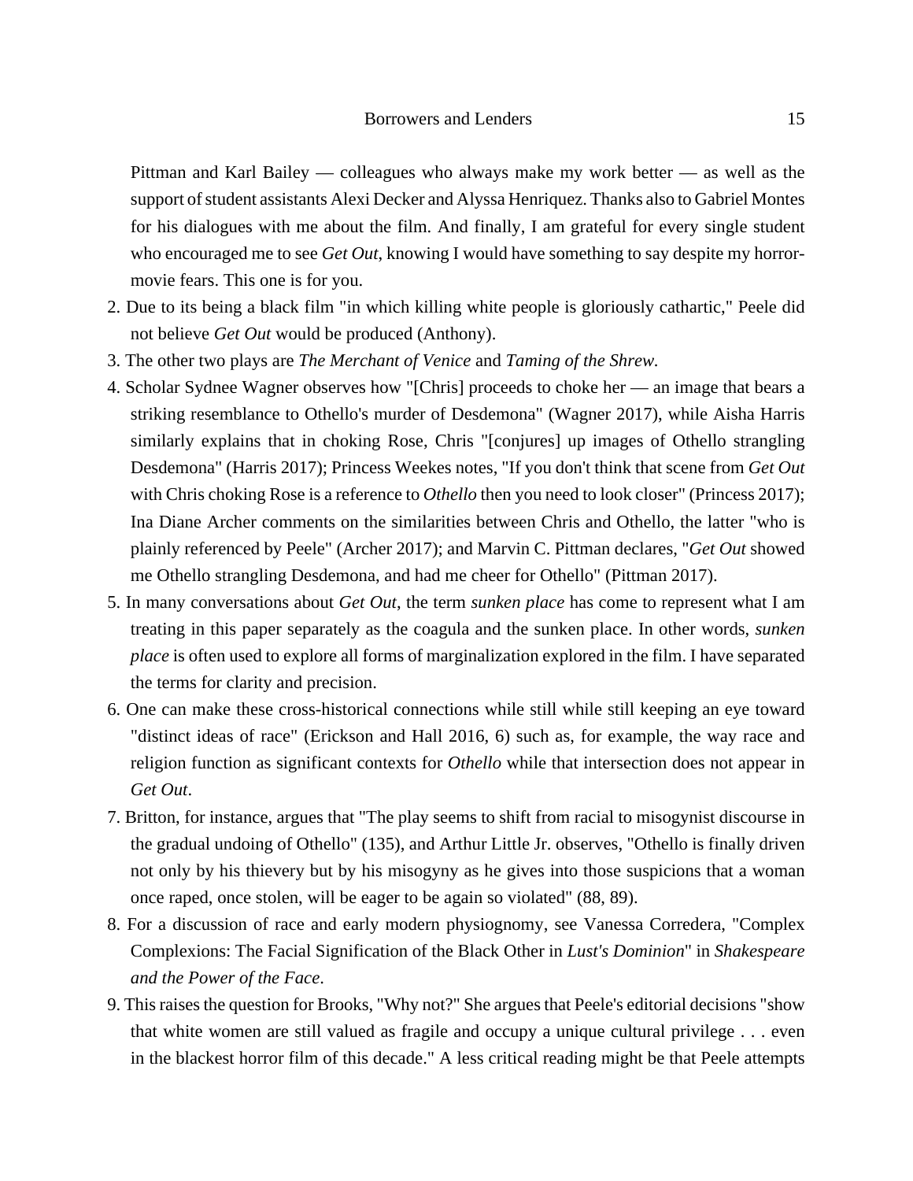Pittman and Karl Bailey — colleagues who always make my work better — as well as the support of student assistants Alexi Decker and Alyssa Henriquez. Thanks also to Gabriel Montes for his dialogues with me about the film. And finally, I am grateful for every single student who encouraged me to see *Get Out*, knowing I would have something to say despite my horror-movie fears. This one is for you.

2. Due to its being a black film "in which killing white people is gloriously cathartic," Peele did not believe *Get Out* would be produced (Anthony).
3. The other two plays are *The Merchant of Venice* and *Taming of the Shrew*.
4. Scholar Sydnee Wagner observes how "[Chris] proceeds to choke her — an image that bears a striking resemblance to Othello's murder of Desdemona" (Wagner 2017), while Aisha Harris similarly explains that in choking Rose, Chris "[conjures] up images of Othello strangling Desdemona" (Harris 2017); Princess Weekes notes, "If you don't think that scene from *Get Out* with Chris choking Rose is a reference to *Othello* then you need to look closer" (Princess 2017); Ina Diane Archer comments on the similarities between Chris and Othello, the latter "who is plainly referenced by Peele" (Archer 2017); and Marvin C. Pittman declares, "*Get Out* showed me Othello strangling Desdemona, and had me cheer for Othello" (Pittman 2017).
5. In many conversations about *Get Out*, the term *sunken place* has come to represent what I am treating in this paper separately as the coagula and the sunken place. In other words, *sunken place* is often used to explore all forms of marginalization explored in the film. I have separated the terms for clarity and precision.
6. One can make these cross-historical connections while still while still keeping an eye toward "distinct ideas of race" (Erickson and Hall 2016, 6) such as, for example, the way race and religion function as significant contexts for *Othello* while that intersection does not appear in *Get Out*.
7. Britton, for instance, argues that "The play seems to shift from racial to misogynist discourse in the gradual undoing of Othello" (135), and Arthur Little Jr. observes, "Othello is finally driven not only by his thievery but by his misogyny as he gives into those suspicions that a woman once raped, once stolen, will be eager to be again so violated" (88, 89).
8. For a discussion of race and early modern physiognomy, see Vanessa Corredera, "Complex Complexions: The Facial Signification of the Black Other in *Lust's Dominion*" in *Shakespeare and the Power of the Face*.
9. This raises the question for Brooks, "Why not?" She argues that Peele's editorial decisions "show that white women are still valued as fragile and occupy a unique cultural privilege . . . even in the blackest horror film of this decade." A less critical reading might be that Peele attempts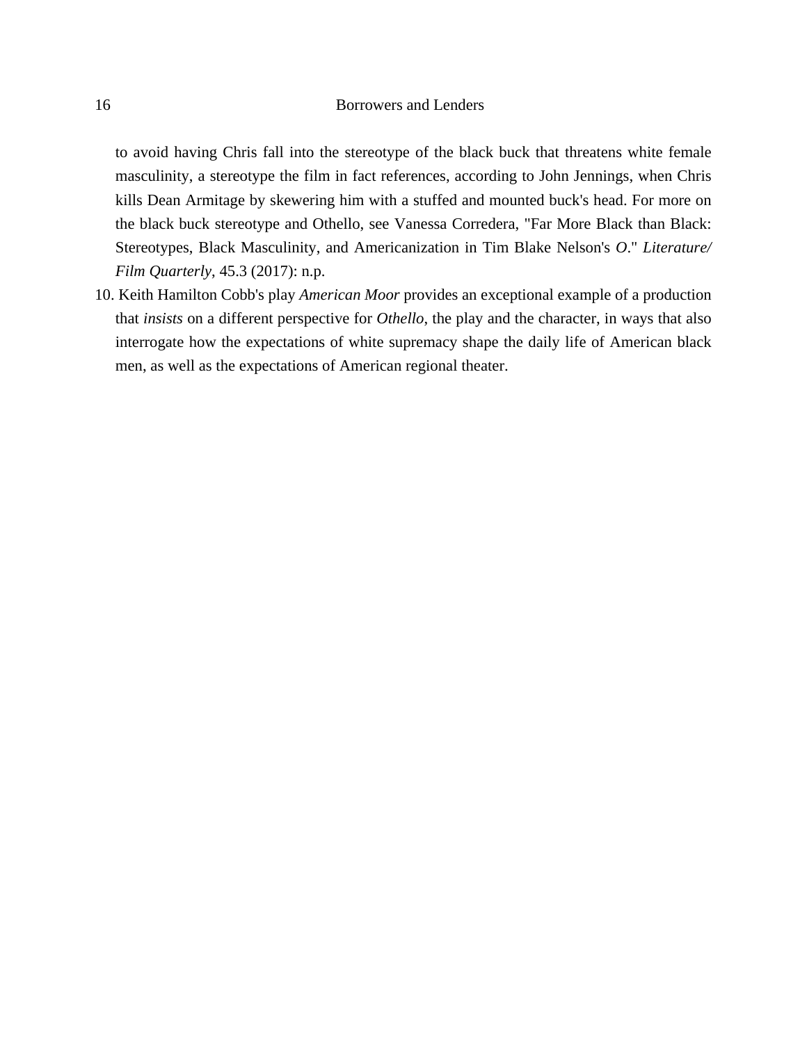to avoid having Chris fall into the stereotype of the black buck that threatens white female masculinity, a stereotype the film in fact references, according to John Jennings, when Chris kills Dean Armitage by skewering him with a stuffed and mounted buck's head. For more on the black buck stereotype and Othello, see Vanessa Corredera, "Far More Black than Black: Stereotypes, Black Masculinity, and Americanization in Tim Blake Nelson's *O*." *Literature/ Film Quarterly*, 45.3 (2017): n.p.

10. Keith Hamilton Cobb's play *American Moor* provides an exceptional example of a production that *insists* on a different perspective for *Othello*, the play and the character, in ways that also interrogate how the expectations of white supremacy shape the daily life of American black men, as well as the expectations of American regional theater.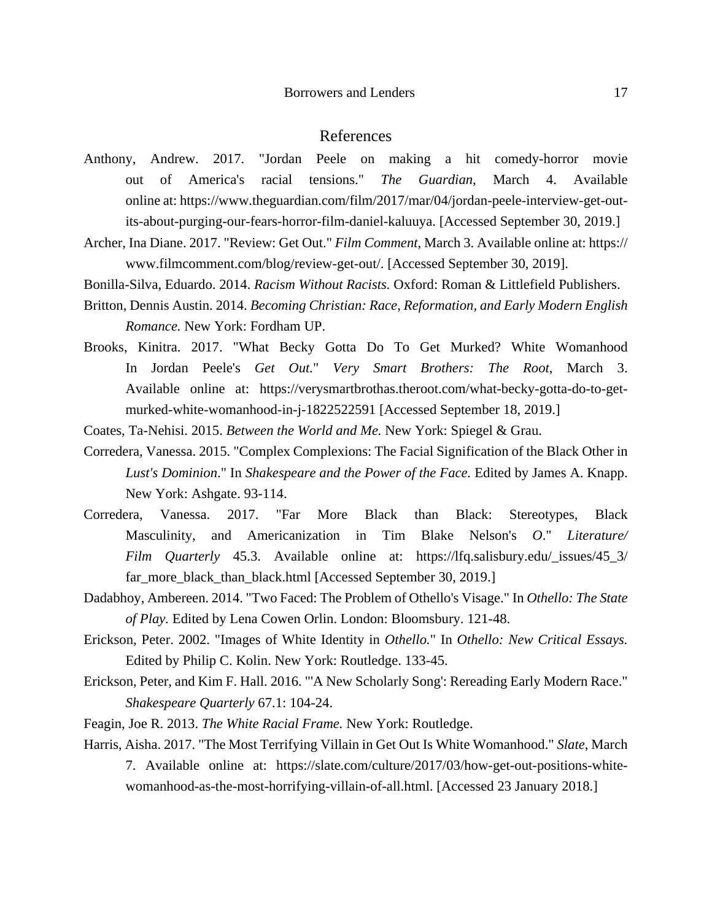## References

Anthony, Andrew. 2017. "Jordan Peele on making a hit comedy-horror movie out of America's racial tensions." *The Guardian*, March 4. Available online at: https://www.theguardian.com/film/2017/mar/04/jordan-peele-interview-get-out-its-about-purging-our-fears-horror-film-daniel-kaluuya. [Accessed September 30, 2019.]

Archer, Ina Diane. 2017. "Review: Get Out." *Film Comment*, March 3. Available online at: https://www.filmcomment.com/blog/review-get-out/. [Accessed September 30, 2019].

Bonilla-Silva, Eduardo. 2014. *Racism Without Racists.* Oxford: Roman & Littlefield Publishers.

Britton, Dennis Austin. 2014. *Becoming Christian: Race, Reformation, and Early Modern English Romance.* New York: Fordham UP.

Brooks, Kinitra. 2017. "What Becky Gotta Do To Get Murked? White Womanhood In Jordan Peele's *Get Out.*" *Very Smart Brothers: The Root*, March 3. Available online at: https://verysmartbrothas.theroot.com/what-becky-gotta-do-to-get-murked-white-womanhood-in-j-1822522591 [Accessed September 18, 2019.]

Coates, Ta-Nehisi. 2015. *Between the World and Me.* New York: Spiegel & Grau.

Corredera, Vanessa. 2015. "Complex Complexions: The Facial Signification of the Black Other in *Lust's Dominion*." In *Shakespeare and the Power of the Face.* Edited by James A. Knapp. New York: Ashgate. 93-114.

Corredera, Vanessa. 2017. "Far More Black than Black: Stereotypes, Black Masculinity, and Americanization in Tim Blake Nelson's *O*." *Literature/ Film Quarterly* 45.3. Available online at: https://lfq.salisbury.edu/_issues/45_3/far_more_black_than_black.html [Accessed September 30, 2019.]

Dadabhoy, Ambereen. 2014. "Two Faced: The Problem of Othello's Visage." In *Othello: The State of Play.* Edited by Lena Cowen Orlin. London: Bloomsbury. 121-48.

Erickson, Peter. 2002. "Images of White Identity in *Othello.*" In *Othello: New Critical Essays.* Edited by Philip C. Kolin. New York: Routledge. 133-45.

Erickson, Peter, and Kim F. Hall. 2016. "'A New Scholarly Song': Rereading Early Modern Race." *Shakespeare Quarterly* 67.1: 104-24.

Feagin, Joe R. 2013. *The White Racial Frame.* New York: Routledge.

Harris, Aisha. 2017. "The Most Terrifying Villain in Get Out Is White Womanhood." *Slate*, March 7. Available online at: https://slate.com/culture/2017/03/how-get-out-positions-white-womanhood-as-the-most-horrifying-villain-of-all.html. [Accessed 23 January 2018.]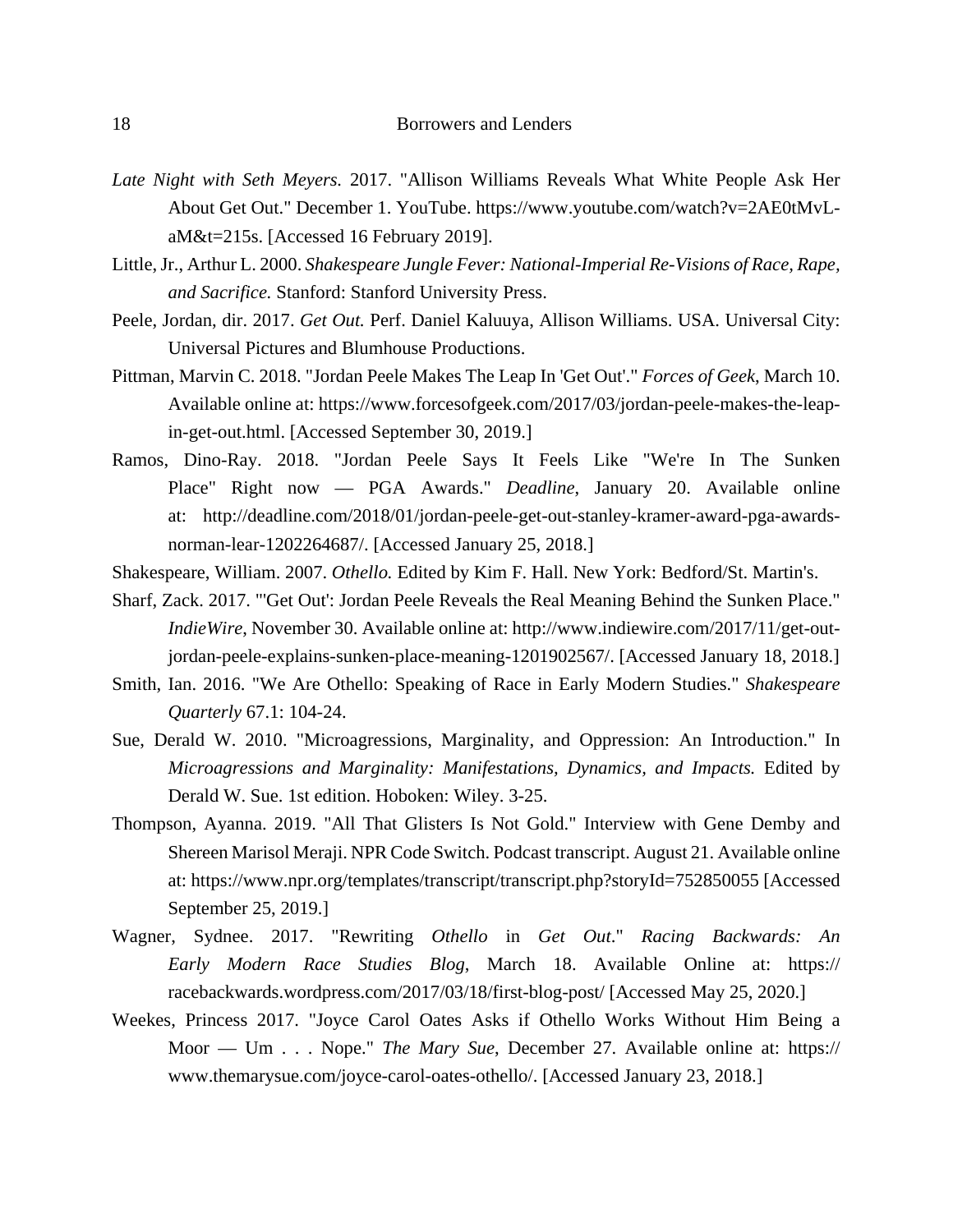*Late Night with Seth Meyers*. 2017. "Allison Williams Reveals What White People Ask Her About Get Out." December 1. YouTube. https://www.youtube.com/watch?v=2AE0tMvL-aM&t=215s. [Accessed 16 February 2019].

Little, Jr., Arthur L. 2000. *Shakespeare Jungle Fever: National-Imperial Re-Visions of Race, Rape, and Sacrifice.* Stanford: Stanford University Press.

Peele, Jordan, dir. 2017. *Get Out.* Perf. Daniel Kaluuya, Allison Williams. USA. Universal City: Universal Pictures and Blumhouse Productions.

Pittman, Marvin C. 2018. "Jordan Peele Makes The Leap In 'Get Out'." *Forces of Geek*, March 10. Available online at: https://www.forcesofgeek.com/2017/03/jordan-peele-makes-the-leap-in-get-out.html. [Accessed September 30, 2019.]

Ramos, Dino-Ray. 2018. "Jordan Peele Says It Feels Like "We're In The Sunken Place" Right now — PGA Awards." *Deadline*, January 20. Available online at: http://deadline.com/2018/01/jordan-peele-get-out-stanley-kramer-award-pga-awards-norman-lear-1202264687/. [Accessed January 25, 2018.]

Shakespeare, William. 2007. *Othello.* Edited by Kim F. Hall. New York: Bedford/St. Martin's.

Sharf, Zack. 2017. "'Get Out': Jordan Peele Reveals the Real Meaning Behind the Sunken Place." *IndieWire*, November 30. Available online at: http://www.indiewire.com/2017/11/get-out-jordan-peele-explains-sunken-place-meaning-1201902567/. [Accessed January 18, 2018.]

Smith, Ian. 2016. "We Are Othello: Speaking of Race in Early Modern Studies." *Shakespeare Quarterly* 67.1: 104-24.

Sue, Derald W. 2010. "Microagressions, Marginality, and Oppression: An Introduction." In *Microagressions and Marginality: Manifestations, Dynamics, and Impacts.* Edited by Derald W. Sue. 1st edition. Hoboken: Wiley. 3-25.

Thompson, Ayanna. 2019. "All That Glisters Is Not Gold." Interview with Gene Demby and Shereen Marisol Meraji. NPR Code Switch. Podcast transcript. August 21. Available online at: https://www.npr.org/templates/transcript/transcript.php?storyId=752850055 [Accessed September 25, 2019.]

Wagner, Sydnee. 2017. "Rewriting *Othello* in *Get Out*." *Racing Backwards: An Early Modern Race Studies Blog*, March 18. Available Online at: https://racebackwards.wordpress.com/2017/03/18/first-blog-post/ [Accessed May 25, 2020.]

Weekes, Princess 2017. "Joyce Carol Oates Asks if Othello Works Without Him Being a Moor — Um . . . Nope." *The Mary Sue*, December 27. Available online at: https://www.themarysue.com/joyce-carol-oates-othello/. [Accessed January 23, 2018.]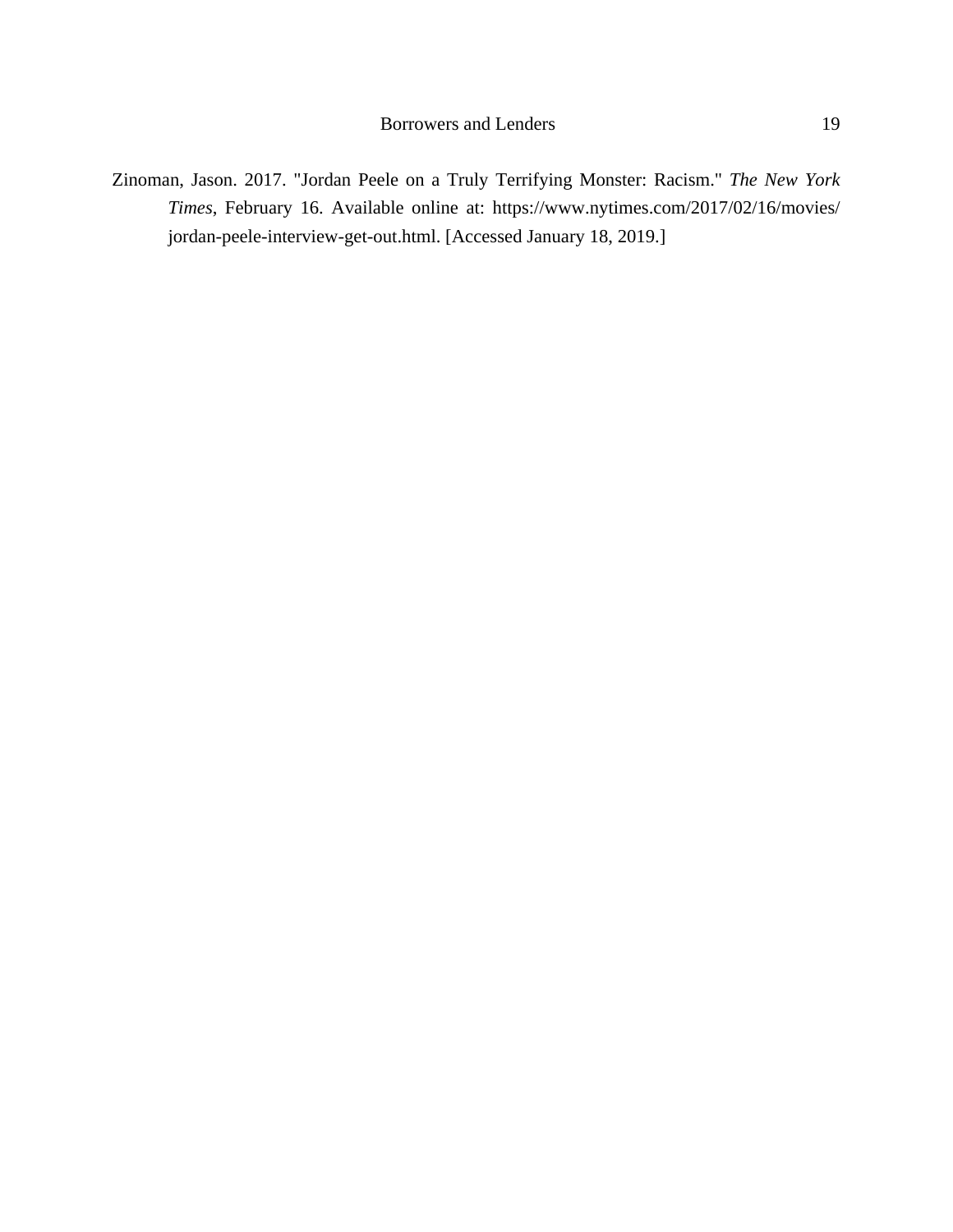Zinoman, Jason. 2017. "Jordan Peele on a Truly Terrifying Monster: Racism." *The New York Times*, February 16. Available online at: https://www.nytimes.com/2017/02/16/movies/jordan-peele-interview-get-out.html. [Accessed January 18, 2019.]